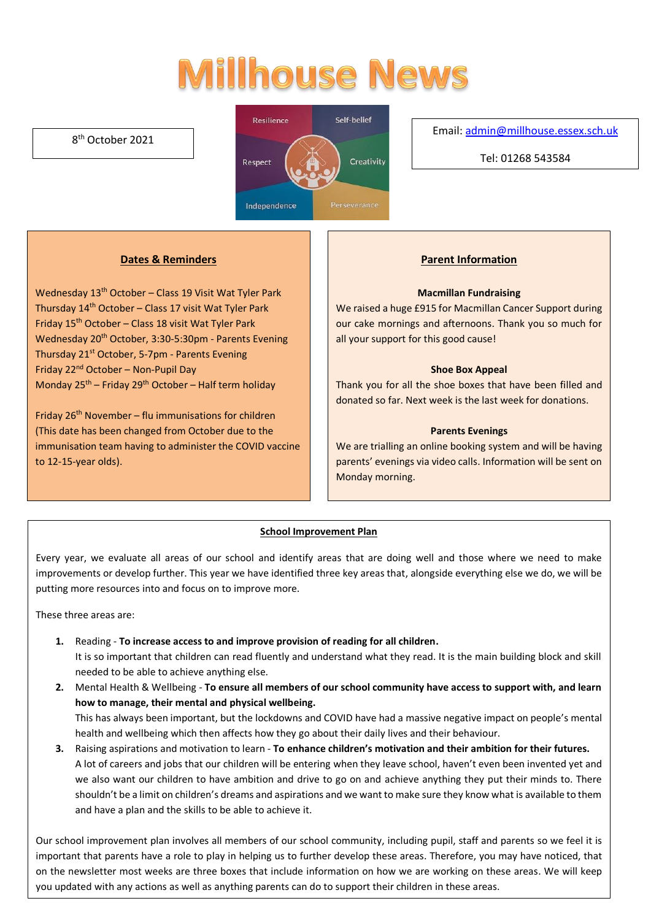# Millhouse News

8th October 2021

Email: admin@millhouse.essex.sch.uk

Tel: 01268 543584

## Dates & Reminders

Wednesday 13th October – Class 19 Visit Wat Tyler Park
Thursday 14th October – Class 17 visit Wat Tyler Park
Friday 15th October – Class 18 visit Wat Tyler Park
Wednesday 20th October, 3:30-5:30pm - Parents Evening
Thursday 21st October, 5-7pm - Parents Evening
Friday 22nd October – Non-Pupil Day
Monday 25th – Friday 29th October – Half term holiday

Friday 26th November – flu immunisations for children (This date has been changed from October due to the immunisation team having to administer the COVID vaccine to 12-15-year olds).

## Parent Information

**Macmillan Fundraising**

We raised a huge £915 for Macmillan Cancer Support during our cake mornings and afternoons. Thank you so much for all your support for this good cause!

**Shoe Box Appeal**

Thank you for all the shoe boxes that have been filled and donated so far. Next week is the last week for donations.

**Parents Evenings**

We are trialling an online booking system and will be having parents' evenings via video calls. Information will be sent on Monday morning.

## School Improvement Plan

Every year, we evaluate all areas of our school and identify areas that are doing well and those where we need to make improvements or develop further. This year we have identified three key areas that, alongside everything else we do, we will be putting more resources into and focus on to improve more.

These three areas are:

1. Reading - **To increase access to and improve provision of reading for all children.**
   It is so important that children can read fluently and understand what they read. It is the main building block and skill needed to be able to achieve anything else.
2. Mental Health & Wellbeing - **To ensure all members of our school community have access to support with, and learn how to manage, their mental and physical wellbeing.**
   This has always been important, but the lockdowns and COVID have had a massive negative impact on people's mental health and wellbeing which then affects how they go about their daily lives and their behaviour.
3. Raising aspirations and motivation to learn - **To enhance children's motivation and their ambition for their futures.**
   A lot of careers and jobs that our children will be entering when they leave school, haven't even been invented yet and we also want our children to have ambition and drive to go on and achieve anything they put their minds to. There shouldn't be a limit on children's dreams and aspirations and we want to make sure they know what is available to them and have a plan and the skills to be able to achieve it.

Our school improvement plan involves all members of our school community, including pupil, staff and parents so we feel it is important that parents have a role to play in helping us to further develop these areas. Therefore, you may have noticed, that on the newsletter most weeks are three boxes that include information on how we are working on these areas. We will keep you updated with any actions as well as anything parents can do to support their children in these areas.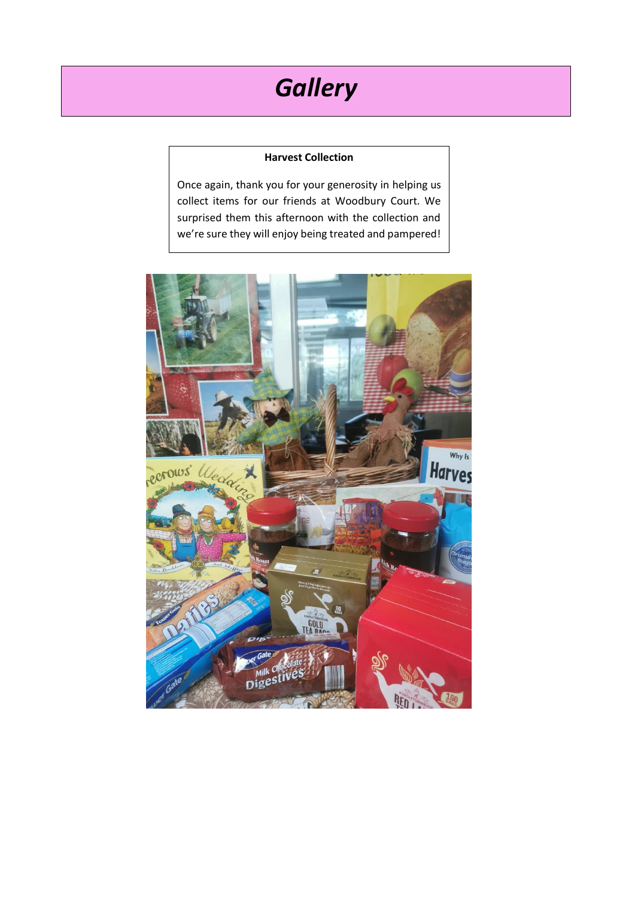# *Gallery*

**Harvest Collection**

Once again, thank you for your generosity in helping us collect items for our friends at Woodbury Court. We surprised them this afternoon with the collection and we're sure they will enjoy being treated and pampered!